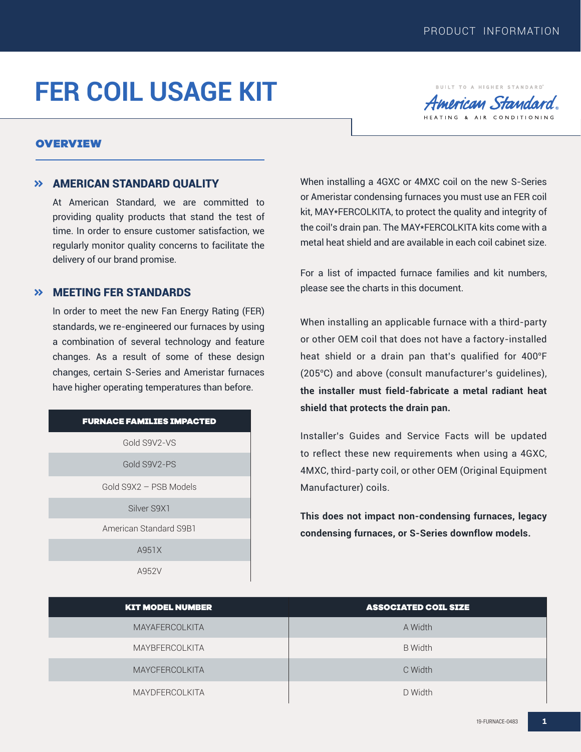# FER COIL USAGE KIT

## OVERVIEW

### AMERICAN STANDARD QUALITY

At American Standard, we are committed to providing quality products that stand the test of time. In order to ensure customer satisfaction, we regularly monitor quality concerns to facilitate the delivery of our brand promise.

### MEETING FER STANDARDS

In order to meet the new Fan Energy Rating (FER) standards, we re-engineered our furnaces by using a combination of several technology and feature changes. As a result of some of these design changes, certain S-Series and Ameristar furnaces have higher operating temperatures than before.

| FURNACE FAMILIES IMPACTED |
| --- |
| Gold S9V2-VS |
| Gold S9V2-PS |
| Gold S9X2 – PSB Models |
| Silver S9X1 |
| American Standard S9B1 |
| A951X |
| A952V |

When installing a 4GXC or 4MXC coil on the new S-Series or Ameristar condensing furnaces you must use an FER coil kit, MAY*FERCOLKITA, to protect the quality and integrity of the coil's drain pan. The MAY*FERCOLKITA kits come with a metal heat shield and are available in each coil cabinet size.

For a list of impacted furnace families and kit numbers, please see the charts in this document.

When installing an applicable furnace with a third-party or other OEM coil that does not have a factory-installed heat shield or a drain pan that's qualified for 400°F (205°C) and above (consult manufacturer's guidelines), **the installer must field-fabricate a metal radiant heat shield that protects the drain pan.**

Installer's Guides and Service Facts will be updated to reflect these new requirements when using a 4GXC, 4MXC, third-party coil, or other OEM (Original Equipment Manufacturer) coils.

**This does not impact non-condensing furnaces, legacy condensing furnaces, or S-Series downflow models.**

| KIT MODEL NUMBER | ASSOCIATED COIL SIZE |
| --- | --- |
| MAYAFERCOLKITA | A Width |
| MAYBFERCOLKITA | B Width |
| MAYCFERCOLKITA | C Width |
| MAYDFERCOLKITA | D Width |

19-FURNACE-0483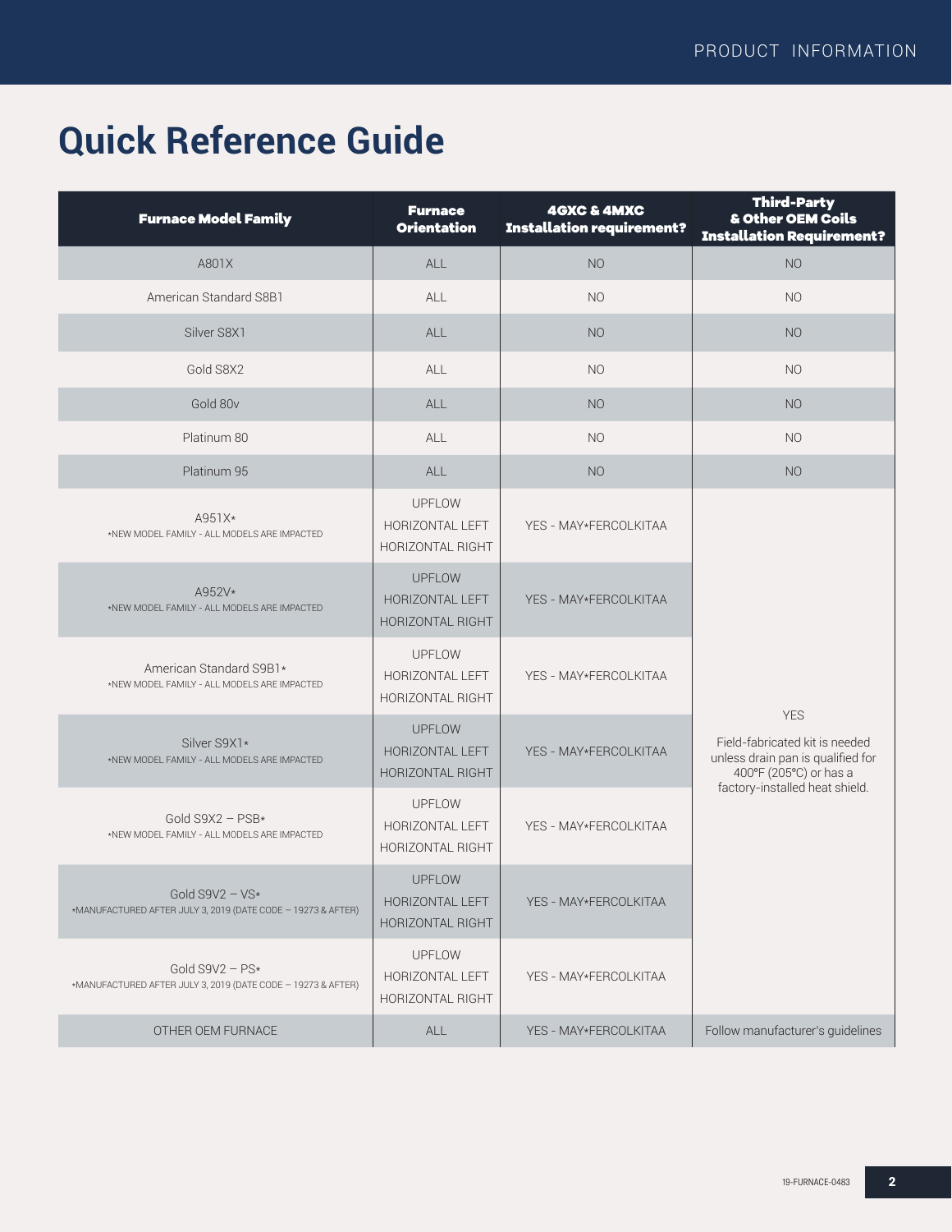# Quick Reference Guide

| Furnace Model Family | Furnace Orientation | 4GXC & 4MXC Installation requirement? | Third-Party & Other OEM Coils Installation Requirement? |
|---|---|---|---|
| A801X | ALL | NO | NO |
| American Standard S8B1 | ALL | NO | NO |
| Silver S8X1 | ALL | NO | NO |
| Gold S8X2 | ALL | NO | NO |
| Gold 80v | ALL | NO | NO |
| Platinum 80 | ALL | NO | NO |
| Platinum 95 | ALL | NO | NO |
| A951X* *NEW MODEL FAMILY - ALL MODELS ARE IMPACTED | UPFLOW HORIZONTAL LEFT HORIZONTAL RIGHT | YES - MAY*FERCOLKITAA | YES Field-fabricated kit is needed unless drain pan is qualified for 400°F (205°C) or has a factory-installed heat shield. |
| A952V* *NEW MODEL FAMILY - ALL MODELS ARE IMPACTED | UPFLOW HORIZONTAL LEFT HORIZONTAL RIGHT | YES - MAY*FERCOLKITAA | |
| American Standard S9B1* *NEW MODEL FAMILY - ALL MODELS ARE IMPACTED | UPFLOW HORIZONTAL LEFT HORIZONTAL RIGHT | YES - MAY*FERCOLKITAA | |
| Silver S9X1* *NEW MODEL FAMILY - ALL MODELS ARE IMPACTED | UPFLOW HORIZONTAL LEFT HORIZONTAL RIGHT | YES - MAY*FERCOLKITAA | |
| Gold S9X2 – PSB* *NEW MODEL FAMILY - ALL MODELS ARE IMPACTED | UPFLOW HORIZONTAL LEFT HORIZONTAL RIGHT | YES - MAY*FERCOLKITAA | |
| Gold S9V2 – VS* *MANUFACTURED AFTER JULY 3, 2019 (DATE CODE – 19273 & AFTER) | UPFLOW HORIZONTAL LEFT HORIZONTAL RIGHT | YES - MAY*FERCOLKITAA | |
| Gold S9V2 – PS* *MANUFACTURED AFTER JULY 3, 2019 (DATE CODE – 19273 & AFTER) | UPFLOW HORIZONTAL LEFT HORIZONTAL RIGHT | YES - MAY*FERCOLKITAA | |
| OTHER OEM FURNACE | ALL | YES - MAY*FERCOLKITAA | Follow manufacturer's guidelines |

19-FURNACE-0483